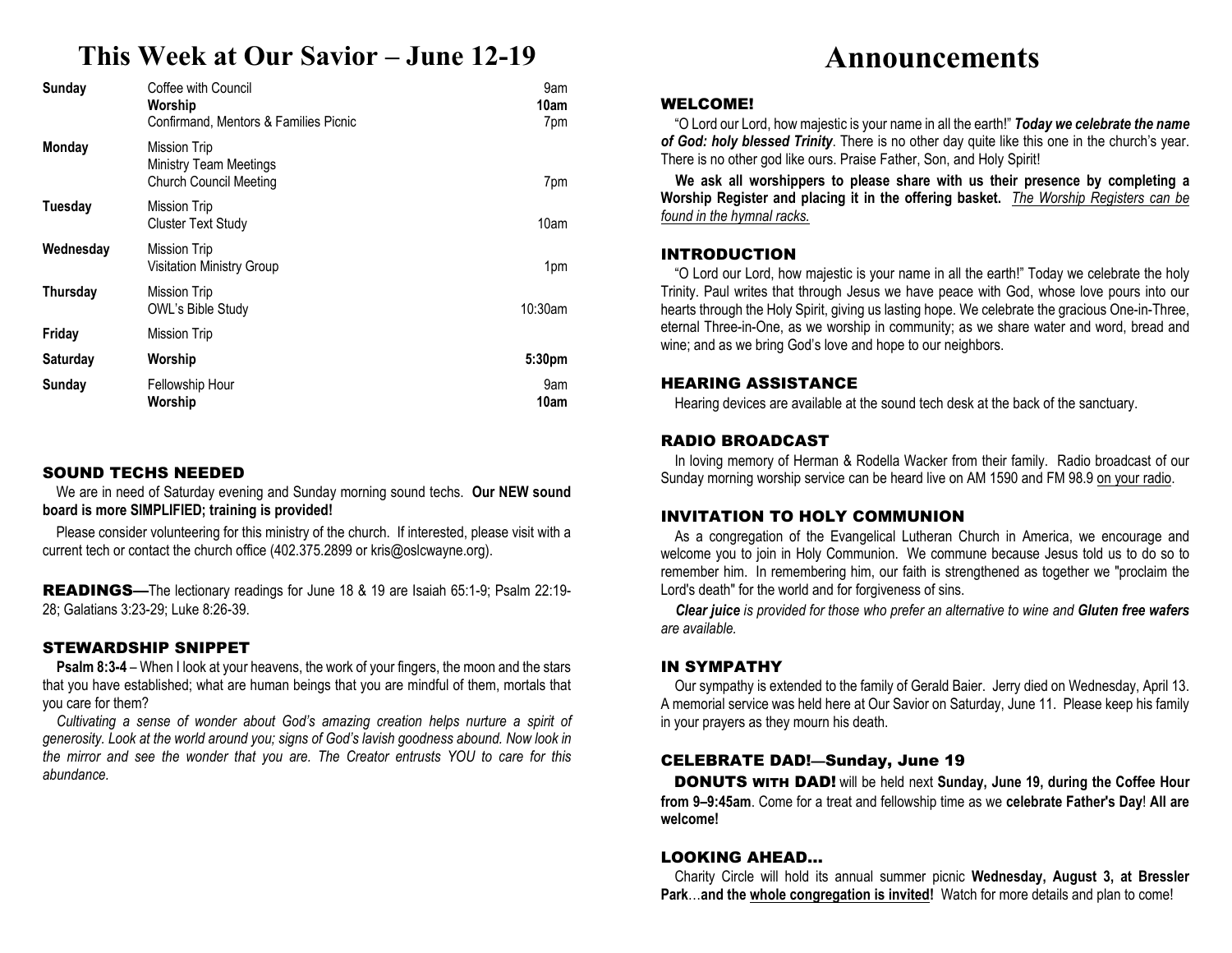# This Week at Our Savior – June 12-19

| Day | Event | Time |
|---|---|---|
| **Sunday** | Coffee with Council | 9am |
| | **Worship** | **10am** |
| | Confirmand, Mentors & Families Picnic | 7pm |
| **Monday** | Mission Trip | |
| | Ministry Team Meetings | |
| | Church Council Meeting | 7pm |
| **Tuesday** | Mission Trip | |
| | Cluster Text Study | 10am |
| **Wednesday** | Mission Trip | |
| | Visitation Ministry Group | 1pm |
| **Thursday** | Mission Trip | |
| | OWL's Bible Study | 10:30am |
| **Friday** | Mission Trip | |
| **Saturday** | **Worship** | **5:30pm** |
| **Sunday** | Fellowship Hour | 9am |
| | **Worship** | **10am** |

### SOUND TECHS NEEDED

We are in need of Saturday evening and Sunday morning sound techs. **Our NEW sound board is more SIMPLIFIED; training is provided!**

Please consider volunteering for this ministry of the church. If interested, please visit with a current tech or contact the church office (402.375.2899 or kris@oslcwayne.org).

**READINGS—**The lectionary readings for June 18 & 19 are Isaiah 65:1-9; Psalm 22:19-28; Galatians 3:23-29; Luke 8:26-39.

### STEWARDSHIP SNIPPET

**Psalm 8:3-4** – When I look at your heavens, the work of your fingers, the moon and the stars that you have established; what are human beings that you are mindful of them, mortals that you care for them?

*Cultivating a sense of wonder about God's amazing creation helps nurture a spirit of generosity. Look at the world around you; signs of God's lavish goodness abound. Now look in the mirror and see the wonder that you are. The Creator entrusts YOU to care for this abundance.*

# Announcements

### WELCOME!

"O Lord our Lord, how majestic is your name in all the earth!" ***Today we celebrate the name of God: holy blessed Trinity***. There is no other day quite like this one in the church's year. There is no other god like ours. Praise Father, Son, and Holy Spirit!

**We ask all worshippers to please share with us their presence by completing a Worship Register and placing it in the offering basket.** *The Worship Registers can be found in the hymnal racks.*

### INTRODUCTION

"O Lord our Lord, how majestic is your name in all the earth!" Today we celebrate the holy Trinity. Paul writes that through Jesus we have peace with God, whose love pours into our hearts through the Holy Spirit, giving us lasting hope. We celebrate the gracious One-in-Three, eternal Three-in-One, as we worship in community; as we share water and word, bread and wine; and as we bring God's love and hope to our neighbors.

### HEARING ASSISTANCE

Hearing devices are available at the sound tech desk at the back of the sanctuary.

### RADIO BROADCAST

In loving memory of Herman & Rodella Wacker from their family. Radio broadcast of our Sunday morning worship service can be heard live on AM 1590 and FM 98.9 on your radio.

### INVITATION TO HOLY COMMUNION

As a congregation of the Evangelical Lutheran Church in America, we encourage and welcome you to join in Holy Communion. We commune because Jesus told us to do so to remember him. In remembering him, our faith is strengthened as together we "proclaim the Lord's death" for the world and for forgiveness of sins.

***Clear juice** is provided for those who prefer an alternative to wine and **Gluten free wafers** are available.*

### IN SYMPATHY

Our sympathy is extended to the family of Gerald Baier. Jerry died on Wednesday, April 13. A memorial service was held here at Our Savior on Saturday, June 11. Please keep his family in your prayers as they mourn his death.

### CELEBRATE DAD!—Sunday, June 19

**DONUTS WITH DAD!** will be held next **Sunday, June 19, during the Coffee Hour from 9–9:45am**. Come for a treat and fellowship time as we **celebrate Father's Day**! **All are welcome!**

### LOOKING AHEAD…

Charity Circle will hold its annual summer picnic **Wednesday, August 3, at Bressler Park**…**and the whole congregation is invited!** Watch for more details and plan to come!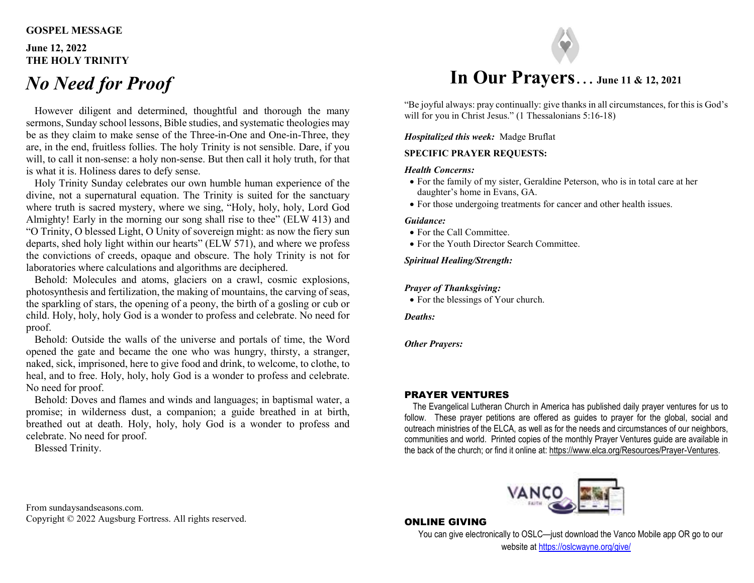**GOSPEL MESSAGE**

**June 12, 2022**
**THE HOLY TRINITY**

# *No Need for Proof*

However diligent and determined, thoughtful and thorough the many sermons, Sunday school lessons, Bible studies, and systematic theologies may be as they claim to make sense of the Three-in-One and One-in-Three, they are, in the end, fruitless follies. The holy Trinity is not sensible. Dare, if you will, to call it non-sense: a holy non-sense. But then call it holy truth, for that is what it is. Holiness dares to defy sense.

Holy Trinity Sunday celebrates our own humble human experience of the divine, not a supernatural equation. The Trinity is suited for the sanctuary where truth is sacred mystery, where we sing, "Holy, holy, holy, Lord God Almighty! Early in the morning our song shall rise to thee" (ELW 413) and "O Trinity, O blessed Light, O Unity of sovereign might: as now the fiery sun departs, shed holy light within our hearts" (ELW 571), and where we profess the convictions of creeds, opaque and obscure. The holy Trinity is not for laboratories where calculations and algorithms are deciphered.

Behold: Molecules and atoms, glaciers on a crawl, cosmic explosions, photosynthesis and fertilization, the making of mountains, the carving of seas, the sparkling of stars, the opening of a peony, the birth of a gosling or cub or child. Holy, holy, holy God is a wonder to profess and celebrate. No need for proof.

Behold: Outside the walls of the universe and portals of time, the Word opened the gate and became the one who was hungry, thirsty, a stranger, naked, sick, imprisoned, here to give food and drink, to welcome, to clothe, to heal, and to free. Holy, holy, holy God is a wonder to profess and celebrate. No need for proof.

Behold: Doves and flames and winds and languages; in baptismal water, a promise; in wilderness dust, a companion; a guide breathed in at birth, breathed out at death. Holy, holy, holy God is a wonder to profess and celebrate. No need for proof.

Blessed Trinity.

From sundaysandseasons.com.
Copyright © 2022 Augsburg Fortress. All rights reserved.

# In Our Prayers… June 11 & 12, 2021

"Be joyful always: pray continually: give thanks in all circumstances, for this is God's will for you in Christ Jesus." (1 Thessalonians 5:16-18)

***Hospitalized this week:*** Madge Bruflat

**SPECIFIC PRAYER REQUESTS:**

***Health Concerns:***

- For the family of my sister, Geraldine Peterson, who is in total care at her daughter's home in Evans, GA.
- For those undergoing treatments for cancer and other health issues.

***Guidance:***

- For the Call Committee.
- For the Youth Director Search Committee.

***Spiritual Healing/Strength:***

***Prayer of Thanksgiving:***

- For the blessings of Your church.

***Deaths:***

***Other Prayers:***

## PRAYER VENTURES

The Evangelical Lutheran Church in America has published daily prayer ventures for us to follow. These prayer petitions are offered as guides to prayer for the global, social and outreach ministries of the ELCA, as well as for the needs and circumstances of our neighbors, communities and world. Printed copies of the monthly Prayer Ventures guide are available in the back of the church; or find it online at: https://www.elca.org/Resources/Prayer-Ventures.

## ONLINE GIVING

You can give electronically to OSLC—just download the Vanco Mobile app OR go to our website at https://oslcwayne.org/give/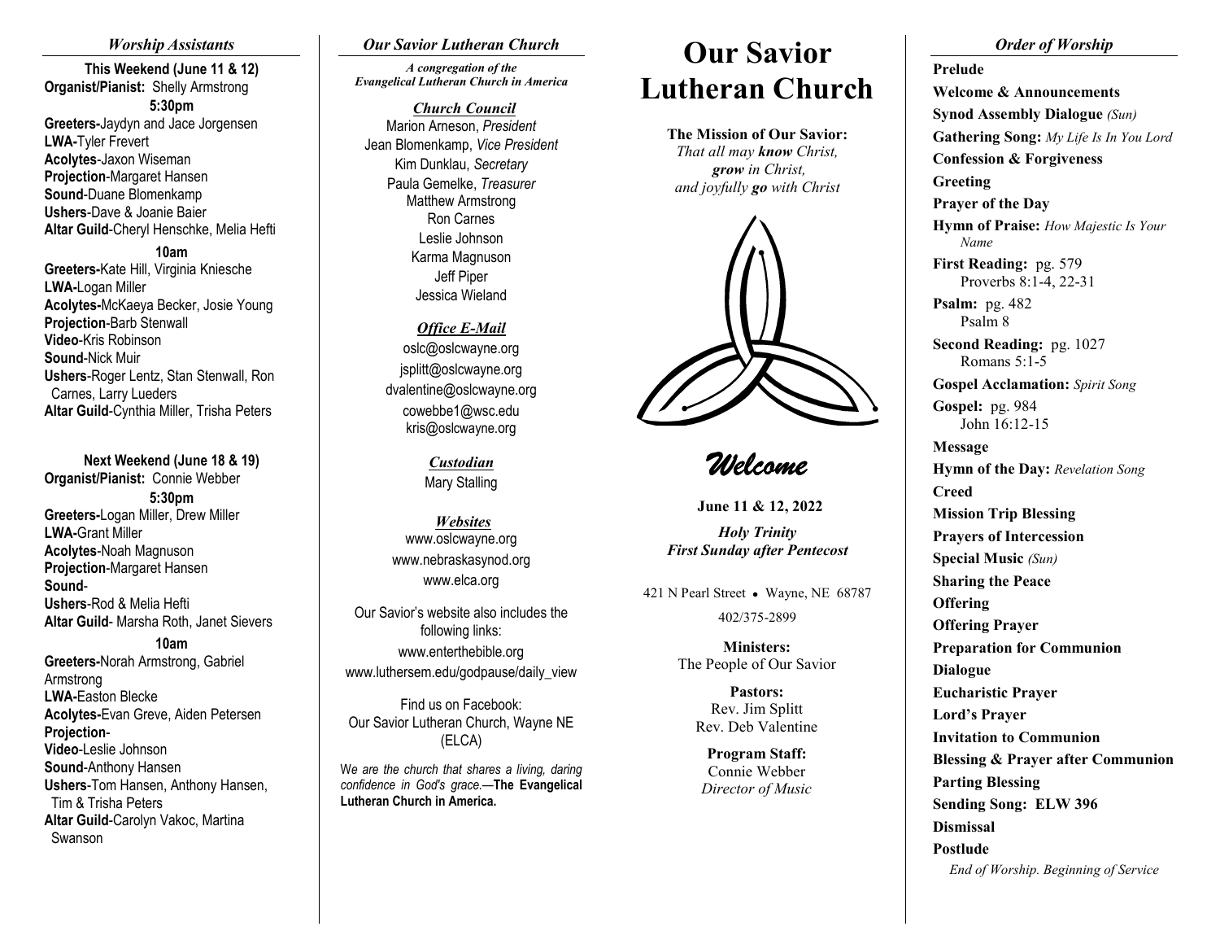*Worship Assistants*

**This Weekend (June 11 & 12)**
**Organist/Pianist:** Shelly Armstrong

**5:30pm**

**Greeters-**Jaydyn and Jace Jorgensen
**LWA-**Tyler Frevert
**Acolytes**-Jaxon Wiseman
**Projection**-Margaret Hansen
**Sound**-Duane Blomenkamp
**Ushers**-Dave & Joanie Baier
**Altar Guild**-Cheryl Henschke, Melia Hefti

**10am**

**Greeters-**Kate Hill, Virginia Kniesche
**LWA-**Logan Miller
**Acolytes-**McKaeya Becker, Josie Young
**Projection**-Barb Stenwall
**Video**-Kris Robinson
**Sound**-Nick Muir
**Ushers**-Roger Lentz, Stan Stenwall, Ron Carnes, Larry Lueders
**Altar Guild**-Cynthia Miller, Trisha Peters

**Next Weekend (June 18 & 19)**
**Organist/Pianist:** Connie Webber

**5:30pm**

**Greeters-**Logan Miller, Drew Miller
**LWA-**Grant Miller
**Acolytes**-Noah Magnuson
**Projection**-Margaret Hansen
**Sound**-
**Ushers**-Rod & Melia Hefti
**Altar Guild**- Marsha Roth, Janet Sievers

**10am**

**Greeters-**Norah Armstrong, Gabriel Armstrong
**LWA-**Easton Blecke
**Acolytes-**Evan Greve, Aiden Petersen
**Projection**-
**Video**-Leslie Johnson
**Sound**-Anthony Hansen
**Ushers**-Tom Hansen, Anthony Hansen, Tim & Trisha Peters
**Altar Guild**-Carolyn Vakoc, Martina Swanson

*Our Savior Lutheran Church*

*A congregation of the Evangelical Lutheran Church in America*

***Church Council***

Marion Arneson, *President*
Jean Blomenkamp, *Vice President*
Kim Dunklau, *Secretary*
Paula Gemelke, *Treasurer*
Matthew Armstrong
Ron Carnes
Leslie Johnson
Karma Magnuson
Jeff Piper
Jessica Wieland

***Office E-Mail***

oslc@oslcwayne.org
jsplitt@oslcwayne.org
dvalentine@oslcwayne.org
cowebbe1@wsc.edu
kris@oslcwayne.org

***Custodian***

Mary Stalling

***Websites***

www.oslcwayne.org
www.nebraskasynod.org
www.elca.org

Our Savior's website also includes the following links:
www.enterthebible.org
www.luthersem.edu/godpause/daily_view

Find us on Facebook:
Our Savior Lutheran Church, Wayne NE (ELCA)

*We are the church that shares a living, daring confidence in God's grace.*—**The Evangelical Lutheran Church in America.**

# Our Savior Lutheran Church

**The Mission of Our Savior:**
*That all may **know** Christ,*
***grow** in Christ,*
*and joyfully **go** with Christ*

*Welcome*

**June 11 & 12, 2022**

***Holy Trinity***
***First Sunday after Pentecost***

421 N Pearl Street • Wayne, NE 68787
402/375-2899

**Ministers:**
The People of Our Savior

**Pastors:**
Rev. Jim Splitt
Rev. Deb Valentine

**Program Staff:**
Connie Webber
*Director of Music*

*Order of Worship*

**Prelude**
**Welcome & Announcements**
**Synod Assembly Dialogue** *(Sun)*
**Gathering Song:** *My Life Is In You Lord*
**Confession & Forgiveness**
**Greeting**
**Prayer of the Day**
**Hymn of Praise:** *How Majestic Is Your Name*
**First Reading:** pg. 579
Proverbs 8:1-4, 22-31
**Psalm:** pg. 482
Psalm 8
**Second Reading:** pg. 1027
Romans 5:1-5
**Gospel Acclamation:** *Spirit Song*
**Gospel:** pg. 984
John 16:12-15
**Message**
**Hymn of the Day:** *Revelation Song*
**Creed**
**Mission Trip Blessing**
**Prayers of Intercession**
**Special Music** *(Sun)*
**Sharing the Peace**
**Offering**
**Offering Prayer**
**Preparation for Communion**
**Dialogue**
**Eucharistic Prayer**
**Lord's Prayer**
**Invitation to Communion**
**Blessing & Prayer after Communion**
**Parting Blessing**
**Sending Song: ELW 396**
**Dismissal**
**Postlude**

*End of Worship. Beginning of Service*